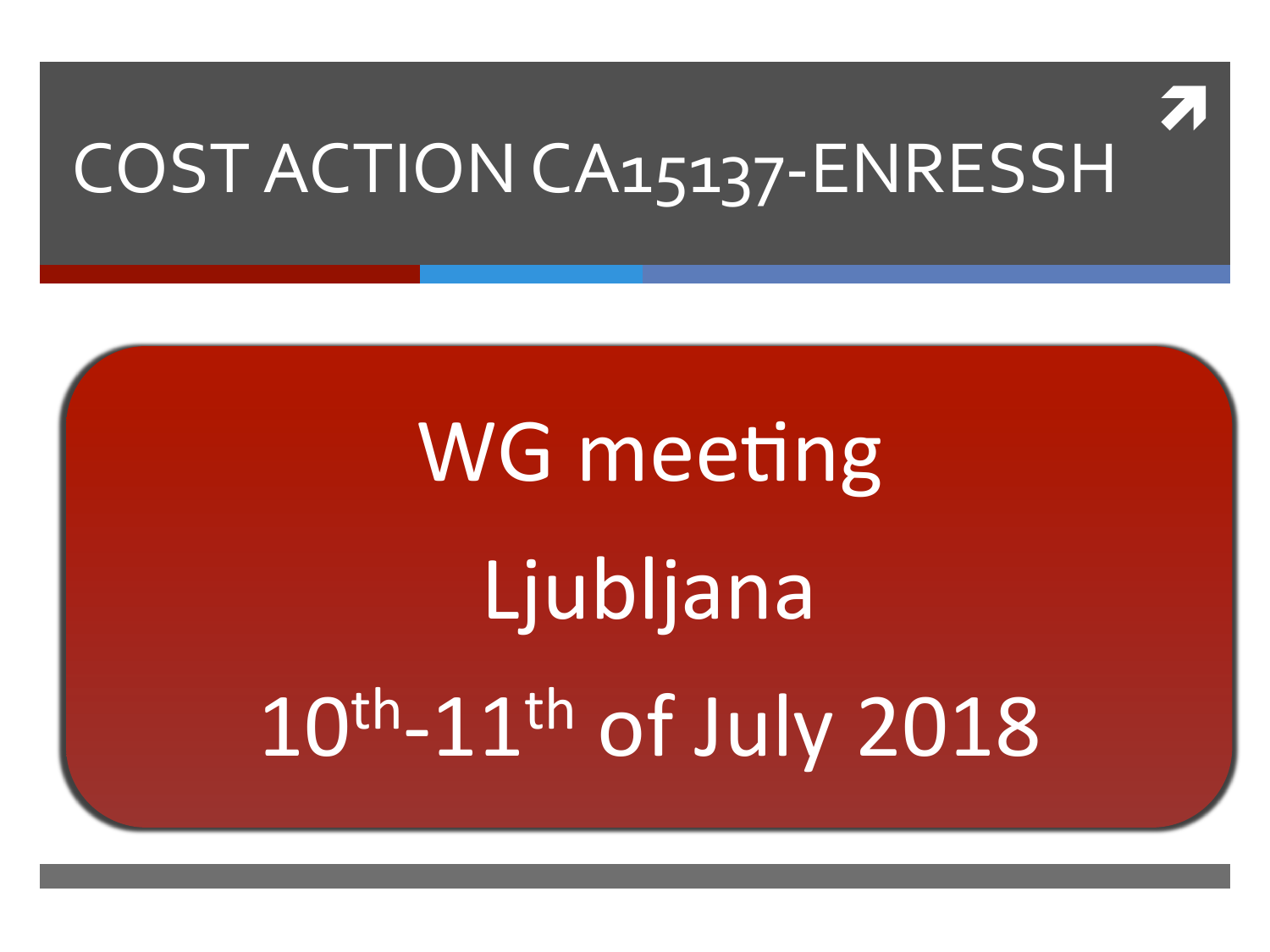# COST ACTION CA15137-ENRESSH

WG meeting

Ljubljana

10th-11th of July 2018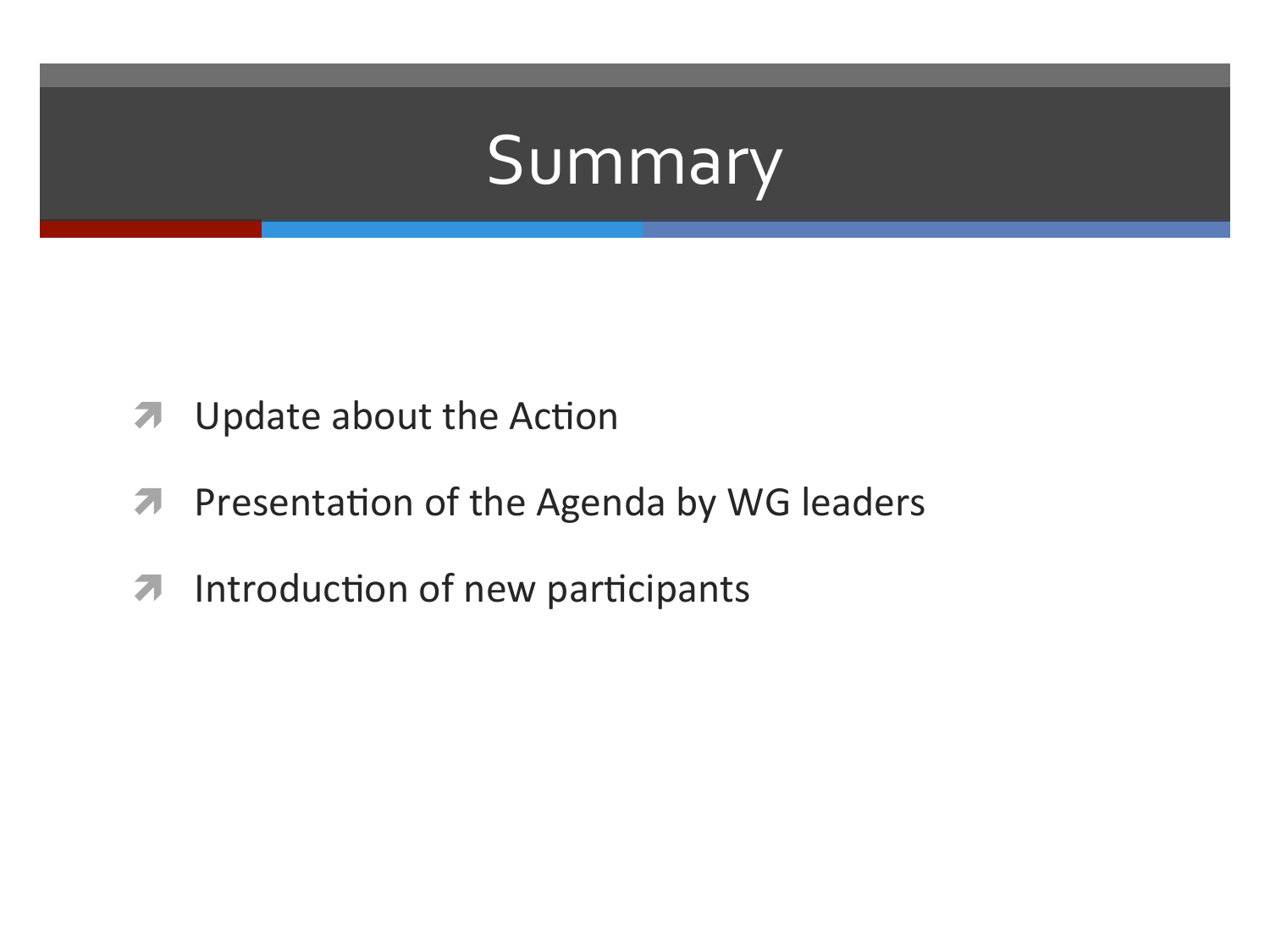# Summary

- Update about the Action
- Presentation of the Agenda by WG leaders
- Introduction of new participants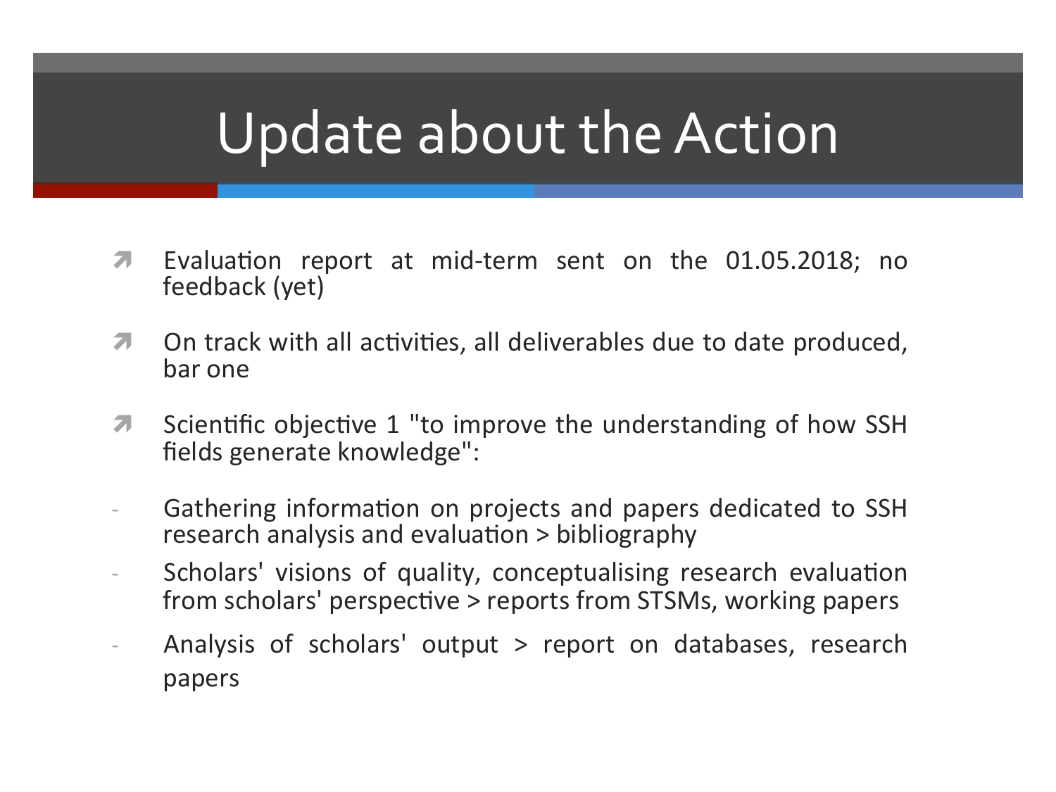# Update about the Action

- Evaluation report at mid-term sent on the 01.05.2018; no feedback (yet)
- On track with all activities, all deliverables due to date produced, bar one
- Scientific objective 1 "to improve the understanding of how SSH fields generate knowledge":

  - Gathering information on projects and papers dedicated to SSH research analysis and evaluation > bibliography
  - Scholars' visions of quality, conceptualising research evaluation from scholars' perspective > reports from STSMs, working papers
  - Analysis of scholars' output > report on databases, research papers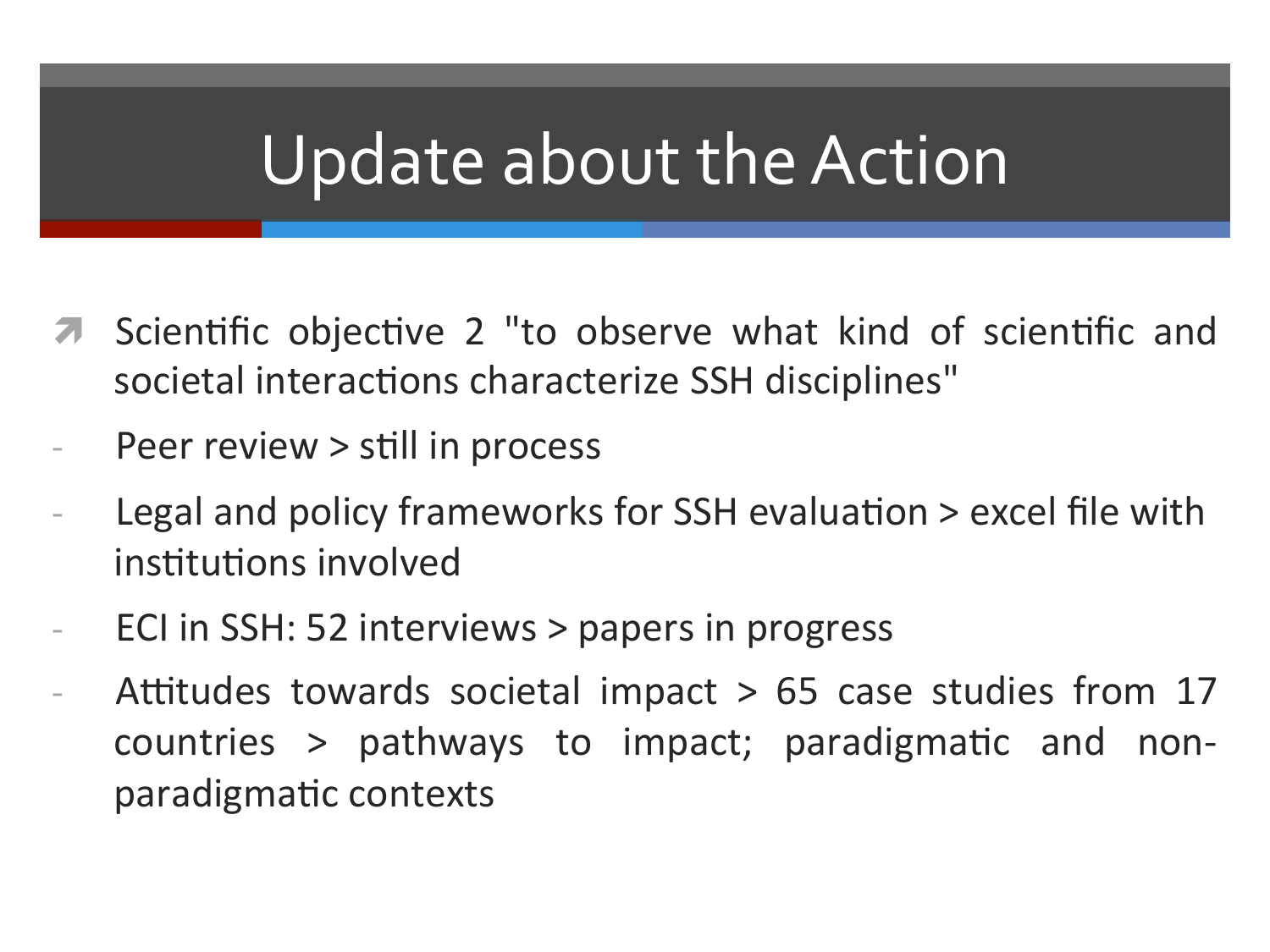# Update about the Action

- Scientific objective 2 "to observe what kind of scientific and societal interactions characterize SSH disciplines"
- Peer review > still in process
- Legal and policy frameworks for SSH evaluation > excel file with institutions involved
- ECI in SSH: 52 interviews > papers in progress
- Attitudes towards societal impact > 65 case studies from 17 countries > pathways to impact; paradigmatic and non-paradigmatic contexts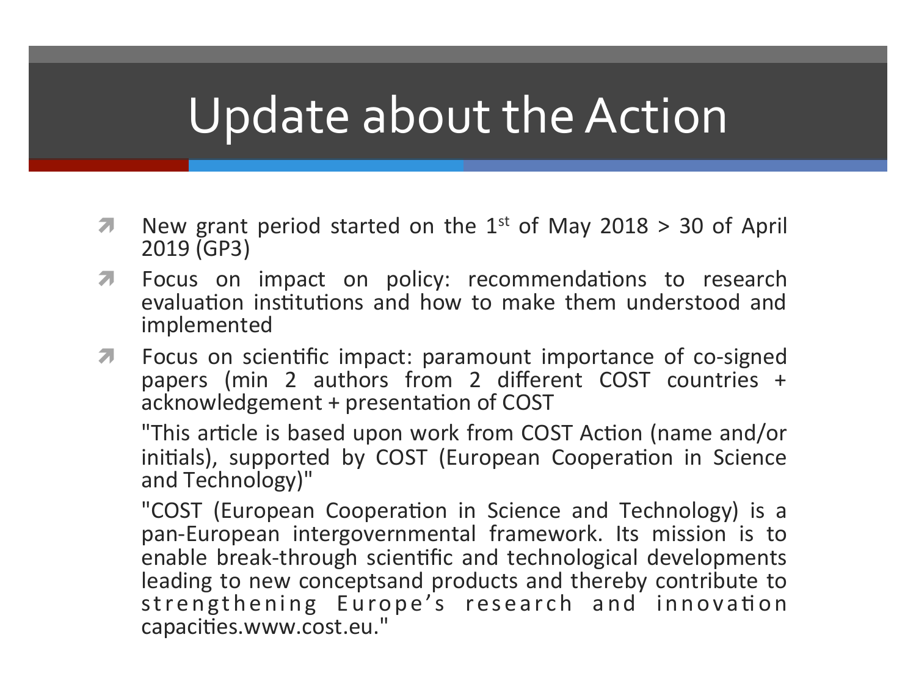# Update about the Action

- New grant period started on the 1st of May 2018 > 30 of April 2019 (GP3)
- Focus on impact on policy: recommendations to research evaluation institutions and how to make them understood and implemented
- Focus on scientific impact: paramount importance of co-signed papers (min 2 authors from 2 different COST countries + acknowledgement + presentation of COST

  "This article is based upon work from COST Action (name and/or initials), supported by COST (European Cooperation in Science and Technology)"

  "COST (European Cooperation in Science and Technology) is a pan-European intergovernmental framework. Its mission is to enable break-through scientific and technological developments leading to new conceptsand products and thereby contribute to strengthening Europe's research and innovation capacities.www.cost.eu."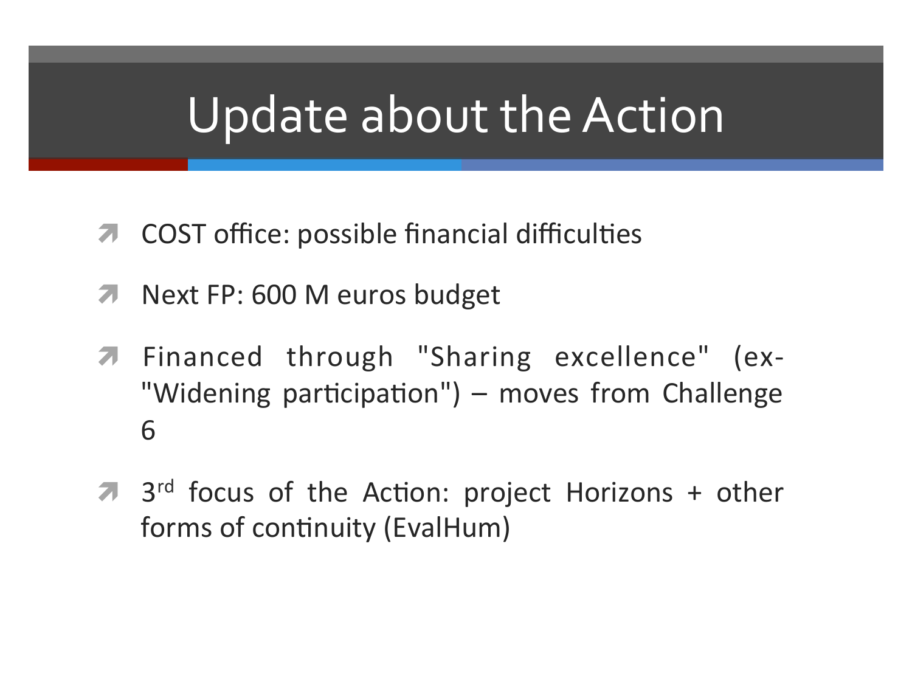# Update about the Action

- COST office: possible financial difficulties
- Next FP: 600 M euros budget
- Financed through "Sharing excellence" (ex-"Widening participation") – moves from Challenge 6
- 3rd focus of the Action: project Horizons + other forms of continuity (EvalHum)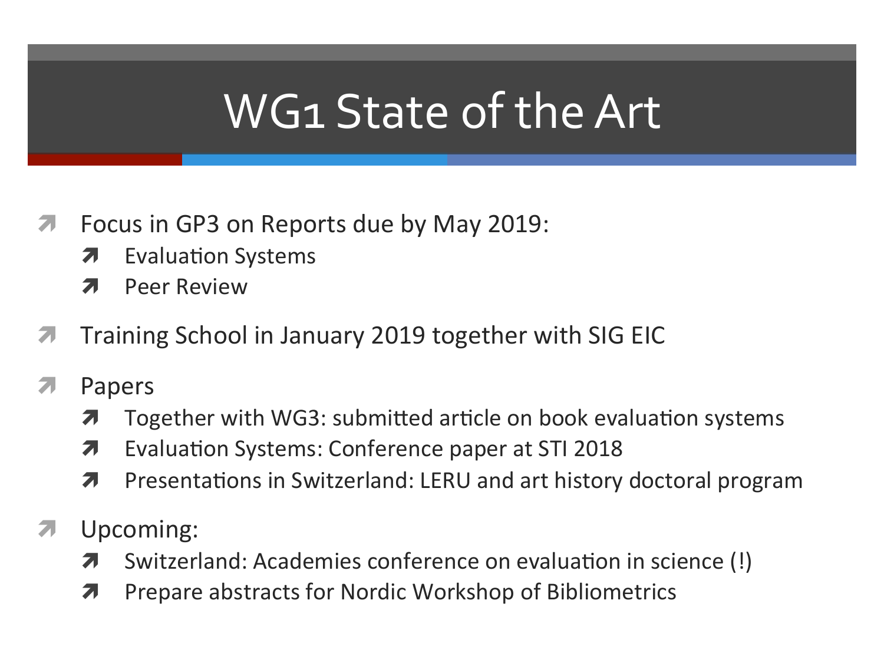# WG1 State of the Art

- Focus in GP3 on Reports due by May 2019:
  - Evaluation Systems
  - Peer Review
- Training School in January 2019 together with SIG EIC
- Papers
  - Together with WG3: submitted article on book evaluation systems
  - Evaluation Systems: Conference paper at STI 2018
  - Presentations in Switzerland: LERU and art history doctoral program
- Upcoming:
  - Switzerland: Academies conference on evaluation in science (!)
  - Prepare abstracts for Nordic Workshop of Bibliometrics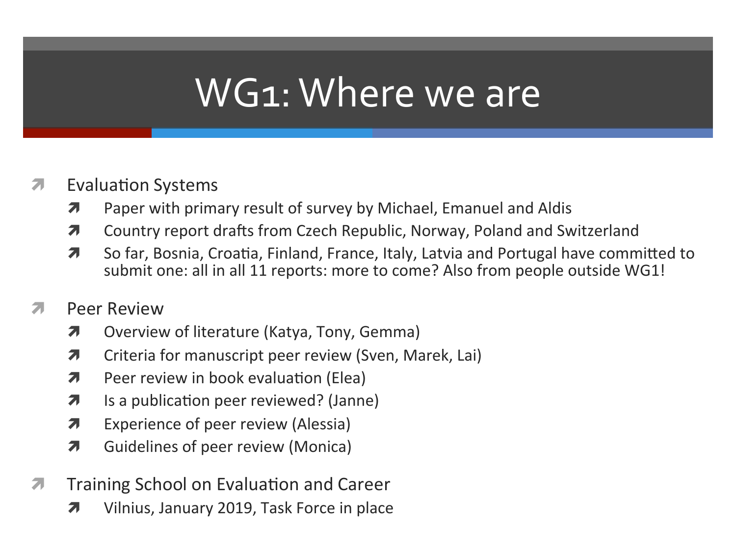# WG1: Where we are

- Evaluation Systems
  - Paper with primary result of survey by Michael, Emanuel and Aldis
  - Country report drafts from Czech Republic, Norway, Poland and Switzerland
  - So far, Bosnia, Croatia, Finland, France, Italy, Latvia and Portugal have committed to submit one: all in all 11 reports: more to come? Also from people outside WG1!
- Peer Review
  - Overview of literature (Katya, Tony, Gemma)
  - Criteria for manuscript peer review (Sven, Marek, Lai)
  - Peer review in book evaluation (Elea)
  - Is a publication peer reviewed? (Janne)
  - Experience of peer review (Alessia)
  - Guidelines of peer review (Monica)
- Training School on Evaluation and Career
  - Vilnius, January 2019, Task Force in place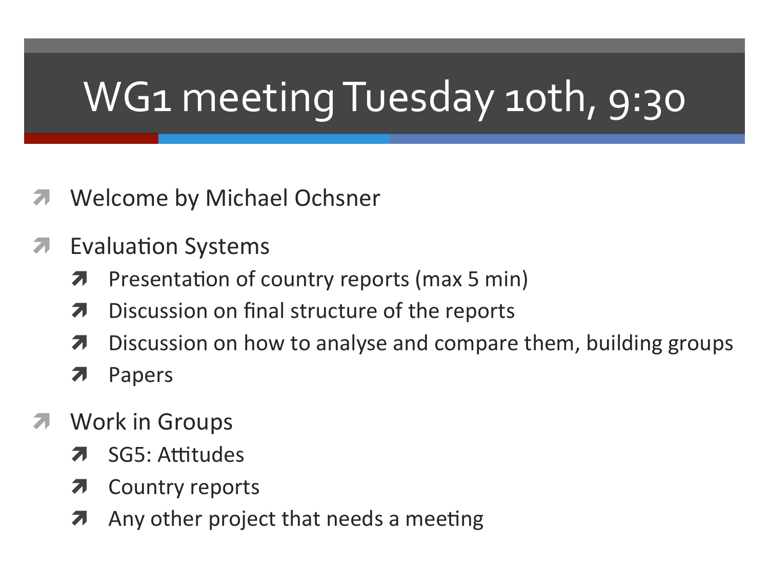# WG1 meeting Tuesday 10th, 9:30

- Welcome by Michael Ochsner
- Evaluation Systems
  - Presentation of country reports (max 5 min)
  - Discussion on final structure of the reports
  - Discussion on how to analyse and compare them, building groups
  - Papers
- Work in Groups
  - SG5: Attitudes
  - Country reports
  - Any other project that needs a meeting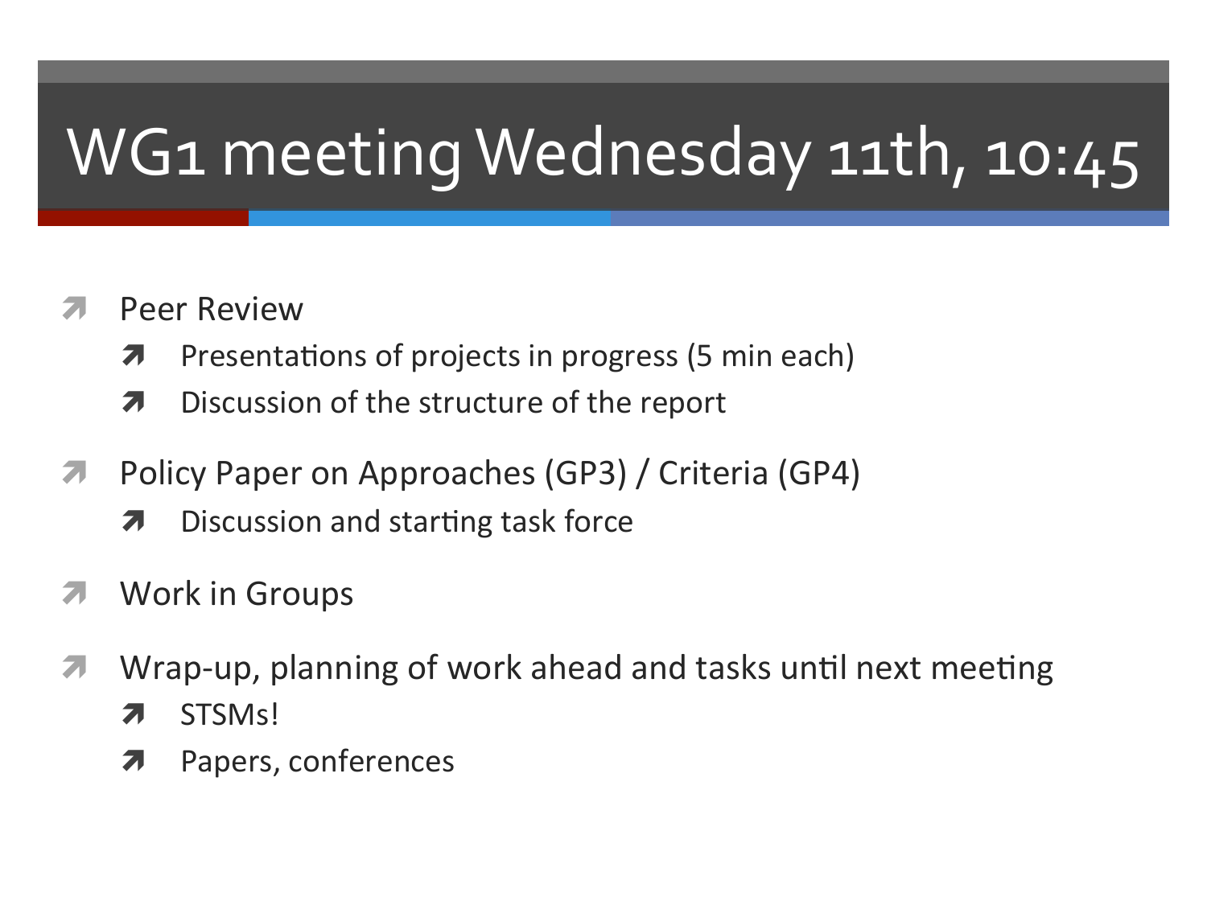# WG1 meeting Wednesday 11th, 10:45

- Peer Review
  - Presentations of projects in progress (5 min each)
  - Discussion of the structure of the report
- Policy Paper on Approaches (GP3) / Criteria (GP4)
  - Discussion and starting task force
- Work in Groups
- Wrap-up, planning of work ahead and tasks until next meeting
  - STSMs!
  - Papers, conferences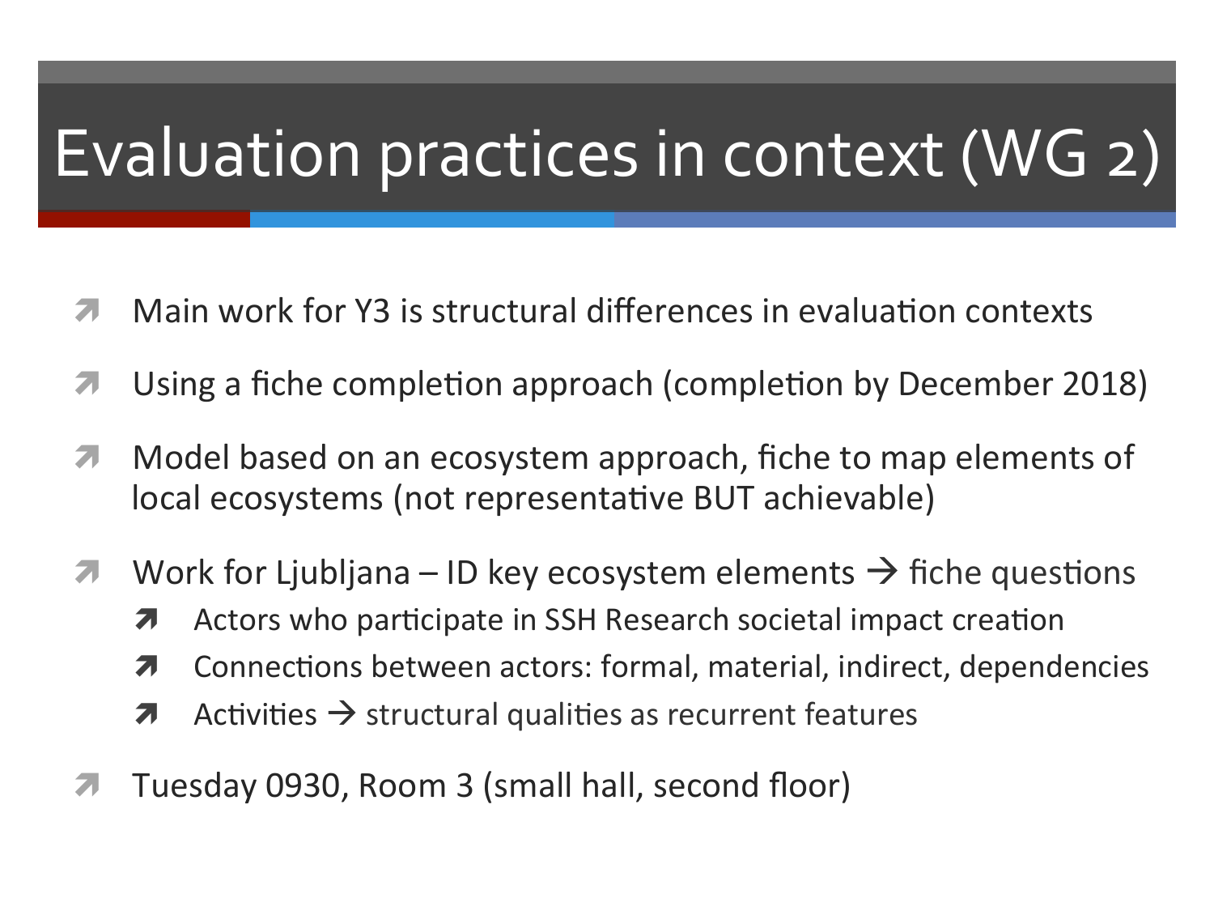# Evaluation practices in context (WG 2)

- Main work for Y3 is structural differences in evaluation contexts
- Using a fiche completion approach (completion by December 2018)
- Model based on an ecosystem approach, fiche to map elements of local ecosystems (not representative BUT achievable)
- Work for Ljubljana – ID key ecosystem elements → fiche questions
  - Actors who participate in SSH Research societal impact creation
  - Connections between actors: formal, material, indirect, dependencies
  - Activities → structural qualities as recurrent features
- Tuesday 0930, Room 3 (small hall, second floor)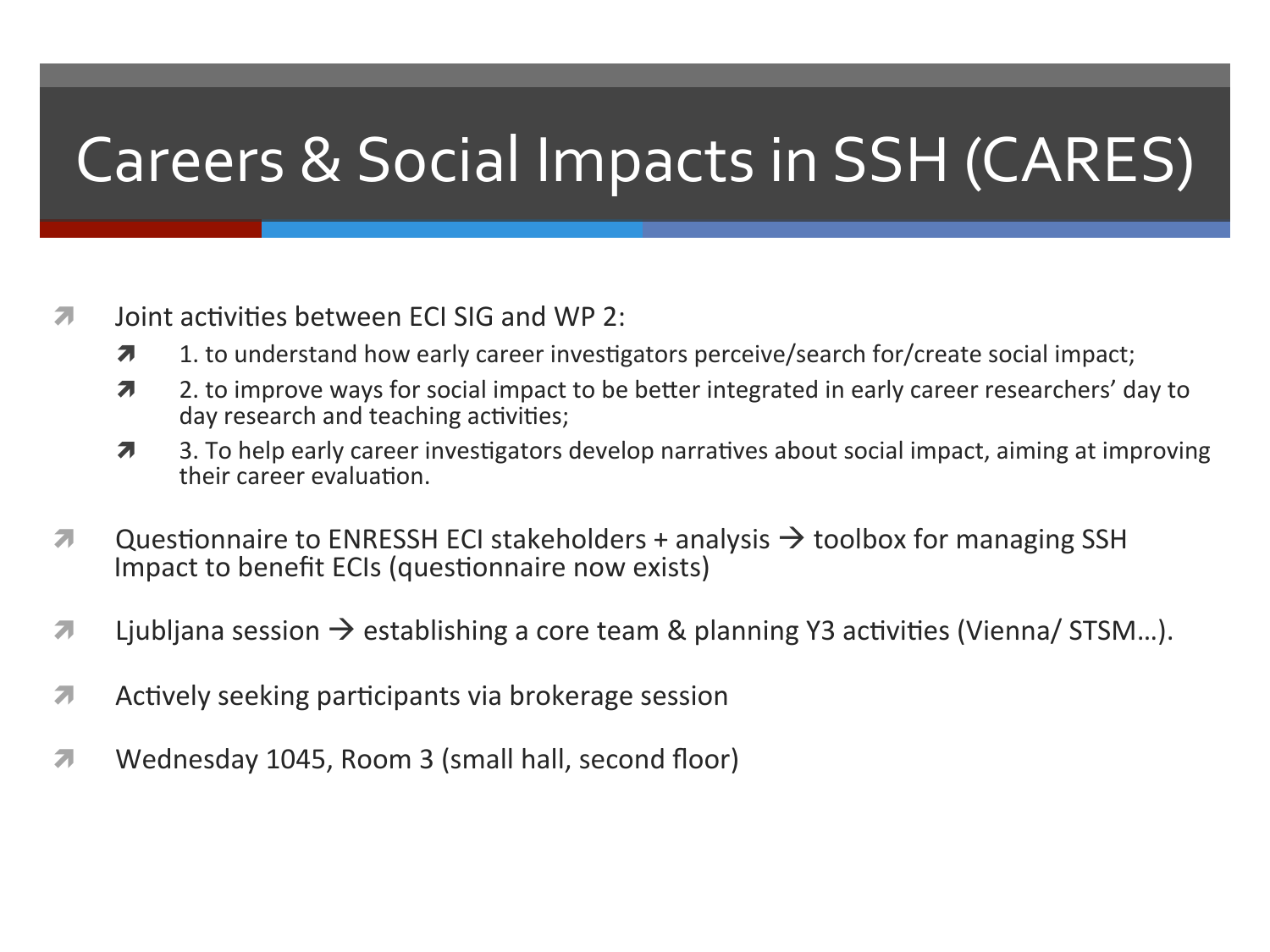# Careers & Social Impacts in SSH (CARES)

- Joint activities between ECI SIG and WP 2:
  - 1. to understand how early career investigators perceive/search for/create social impact;
  - 2. to improve ways for social impact to be better integrated in early career researchers' day to day research and teaching activities;
  - 3. To help early career investigators develop narratives about social impact, aiming at improving their career evaluation.
- Questionnaire to ENRESSH ECI stakeholders + analysis → toolbox for managing SSH Impact to benefit ECIs (questionnaire now exists)
- Ljubljana session → establishing a core team & planning Y3 activities (Vienna/ STSM…).
- Actively seeking participants via brokerage session
- Wednesday 1045, Room 3 (small hall, second floor)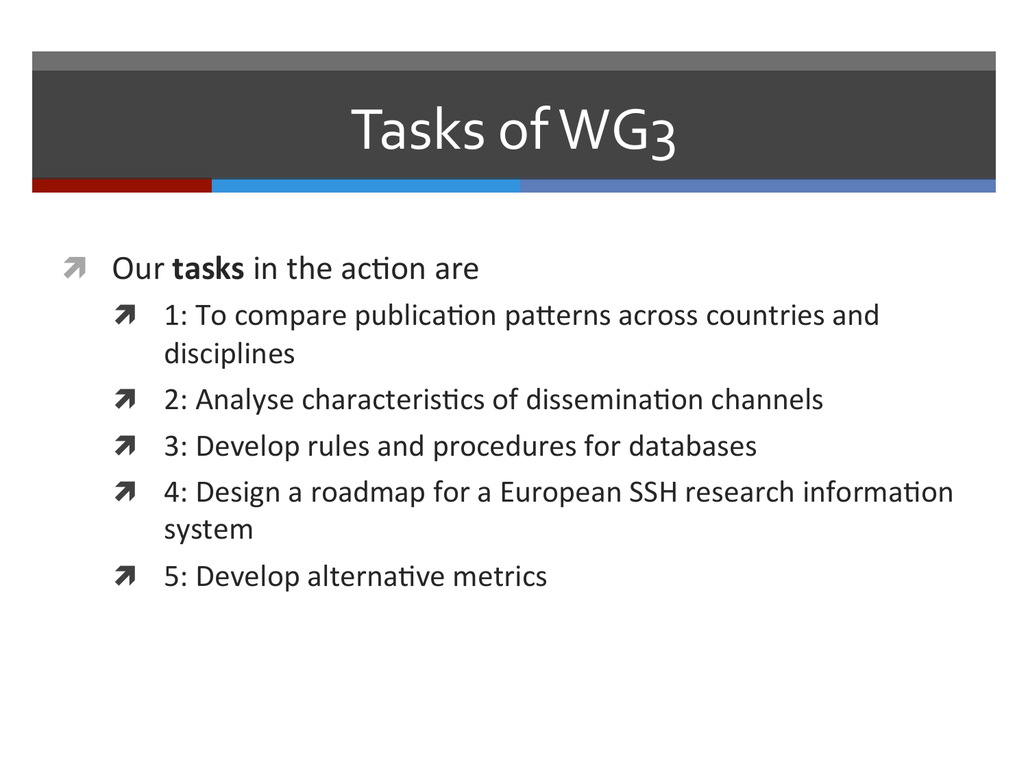# Tasks of WG3

- Our **tasks** in the action are
  - 1: To compare publication patterns across countries and disciplines
  - 2: Analyse characteristics of dissemination channels
  - 3: Develop rules and procedures for databases
  - 4: Design a roadmap for a European SSH research information system
  - 5: Develop alternative metrics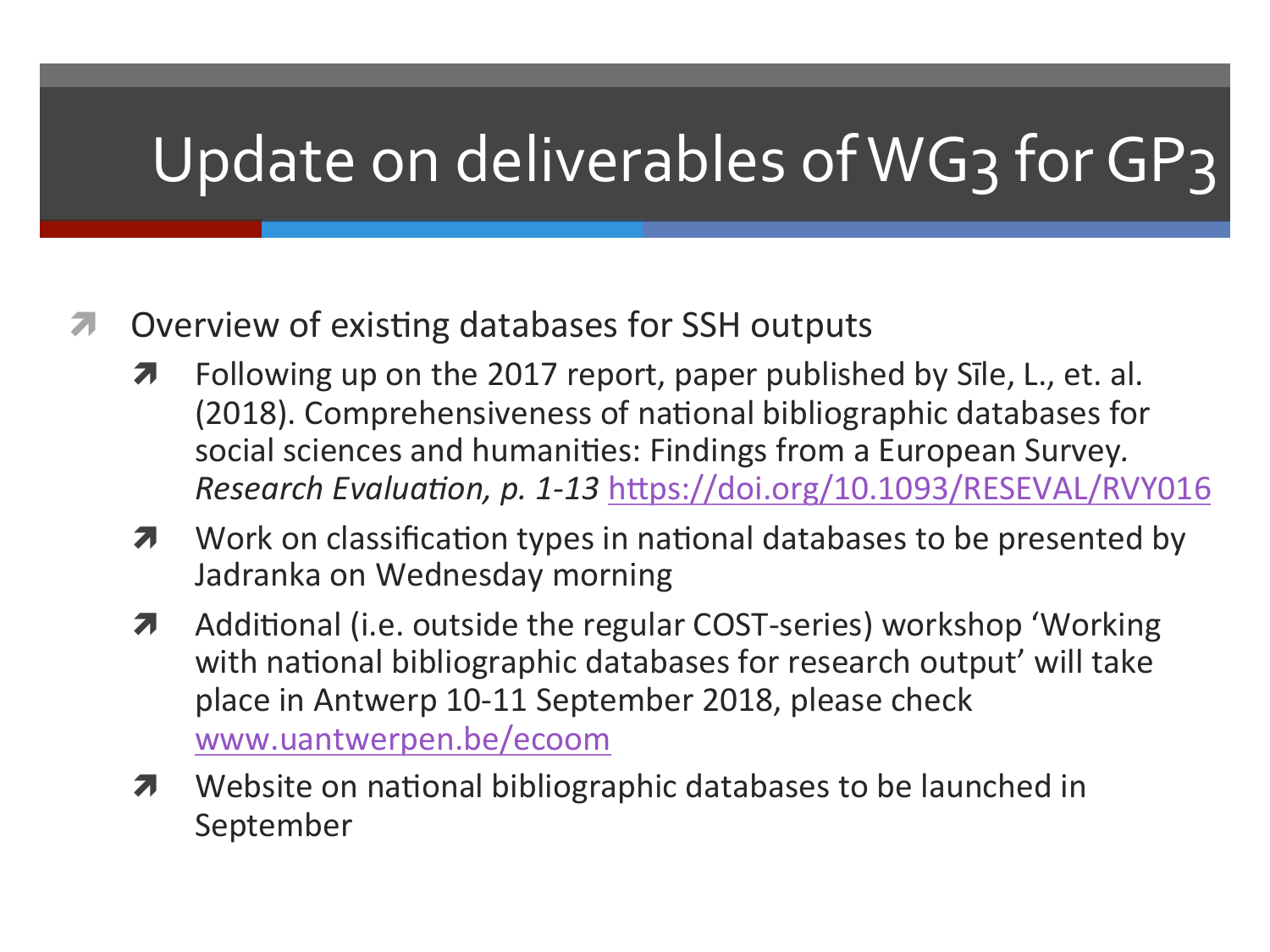# Update on deliverables of WG3 for GP3

- Overview of existing databases for SSH outputs
  - Following up on the 2017 report, paper published by Sīle, L., et. al. (2018). Comprehensiveness of national bibliographic databases for social sciences and humanities: Findings from a European Survey. *Research Evaluation, p. 1-13* https://doi.org/10.1093/RESEVAL/RVY016
  - Work on classification types in national databases to be presented by Jadranka on Wednesday morning
  - Additional (i.e. outside the regular COST-series) workshop 'Working with national bibliographic databases for research output' will take place in Antwerp 10-11 September 2018, please check www.uantwerpen.be/ecoom
  - Website on national bibliographic databases to be launched in September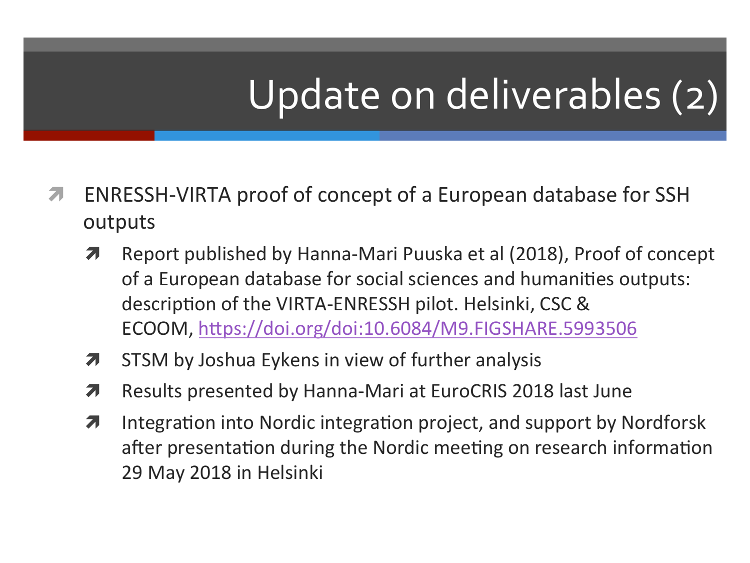# Update on deliverables (2)

- ENRESSH-VIRTA proof of concept of a European database for SSH outputs
  - Report published by Hanna-Mari Puuska et al (2018), Proof of concept of a European database for social sciences and humanities outputs: description of the VIRTA-ENRESSH pilot. Helsinki, CSC & ECOOM, https://doi.org/doi:10.6084/M9.FIGSHARE.5993506
  - STSM by Joshua Eykens in view of further analysis
  - Results presented by Hanna-Mari at EuroCRIS 2018 last June
  - Integration into Nordic integration project, and support by Nordforsk after presentation during the Nordic meeting on research information 29 May 2018 in Helsinki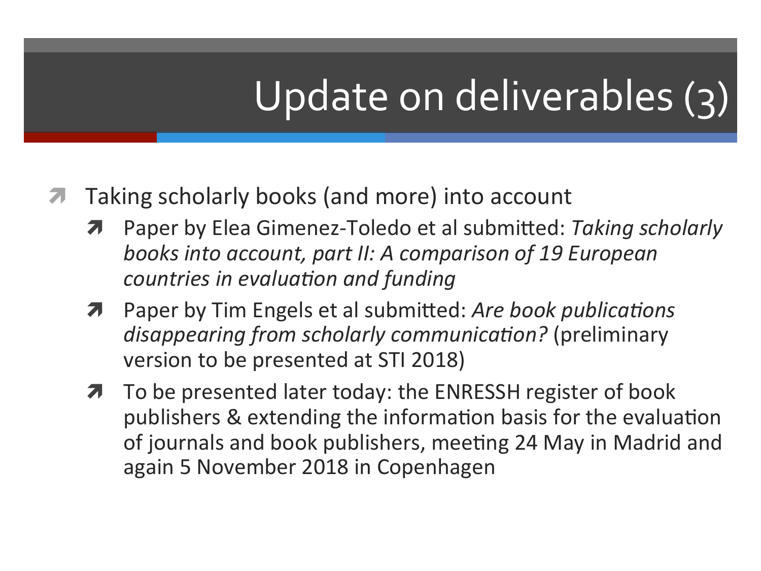# Update on deliverables (3)

- Taking scholarly books (and more) into account
  - Paper by Elea Gimenez-Toledo et al submitted: *Taking scholarly books into account, part II: A comparison of 19 European countries in evaluation and funding*
  - Paper by Tim Engels et al submitted: *Are book publications disappearing from scholarly communication?* (preliminary version to be presented at STI 2018)
  - To be presented later today: the ENRESSH register of book publishers & extending the information basis for the evaluation of journals and book publishers, meeting 24 May in Madrid and again 5 November 2018 in Copenhagen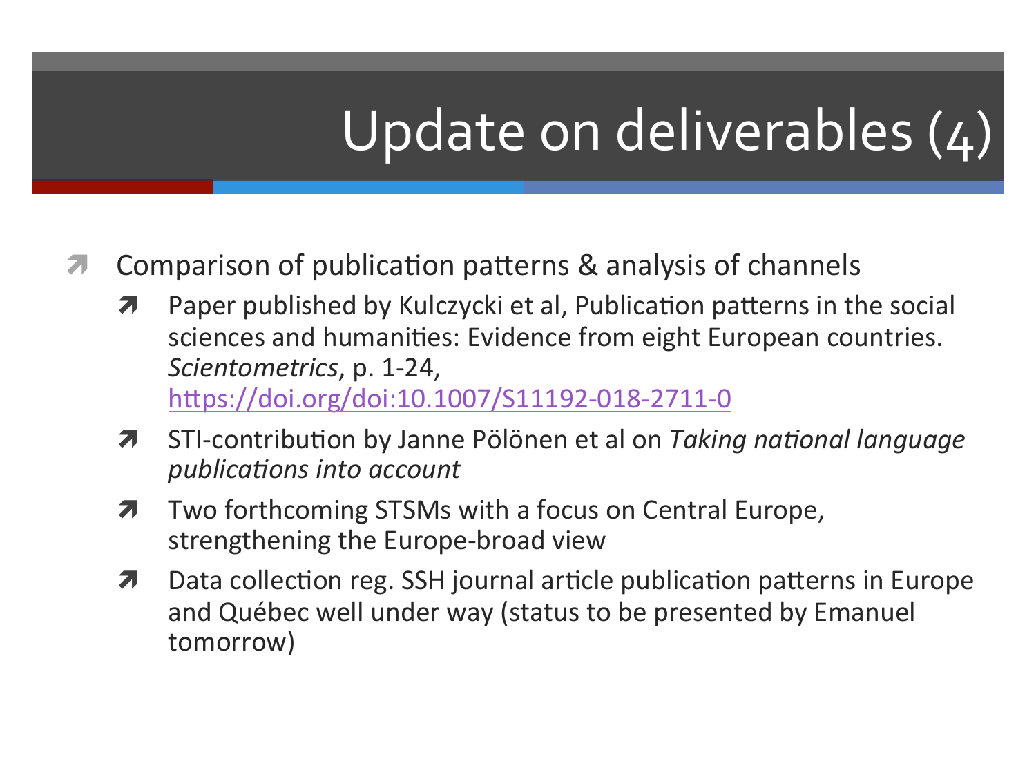# Update on deliverables (4)

- Comparison of publication patterns & analysis of channels
  - Paper published by Kulczycki et al, Publication patterns in the social sciences and humanities: Evidence from eight European countries. *Scientometrics*, p. 1-24, https://doi.org/doi:10.1007/S11192-018-2711-0
  - STI-contribution by Janne Pölönen et al on *Taking national language publications into account*
  - Two forthcoming STSMs with a focus on Central Europe, strengthening the Europe-broad view
  - Data collection reg. SSH journal article publication patterns in Europe and Québec well under way (status to be presented by Emanuel tomorrow)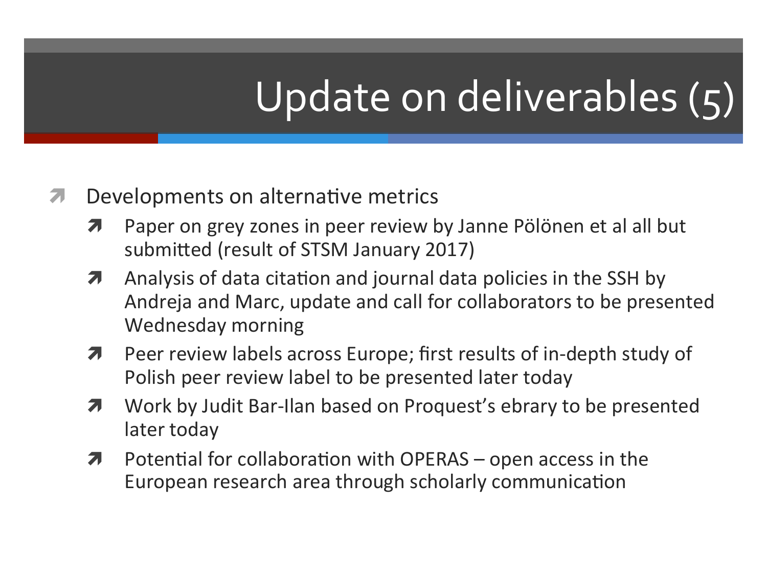# Update on deliverables (5)

- Developments on alternative metrics
  - Paper on grey zones in peer review by Janne Pölönen et al all but submitted (result of STSM January 2017)
  - Analysis of data citation and journal data policies in the SSH by Andreja and Marc, update and call for collaborators to be presented Wednesday morning
  - Peer review labels across Europe; first results of in-depth study of Polish peer review label to be presented later today
  - Work by Judit Bar-Ilan based on Proquest's ebrary to be presented later today
  - Potential for collaboration with OPERAS – open access in the European research area through scholarly communication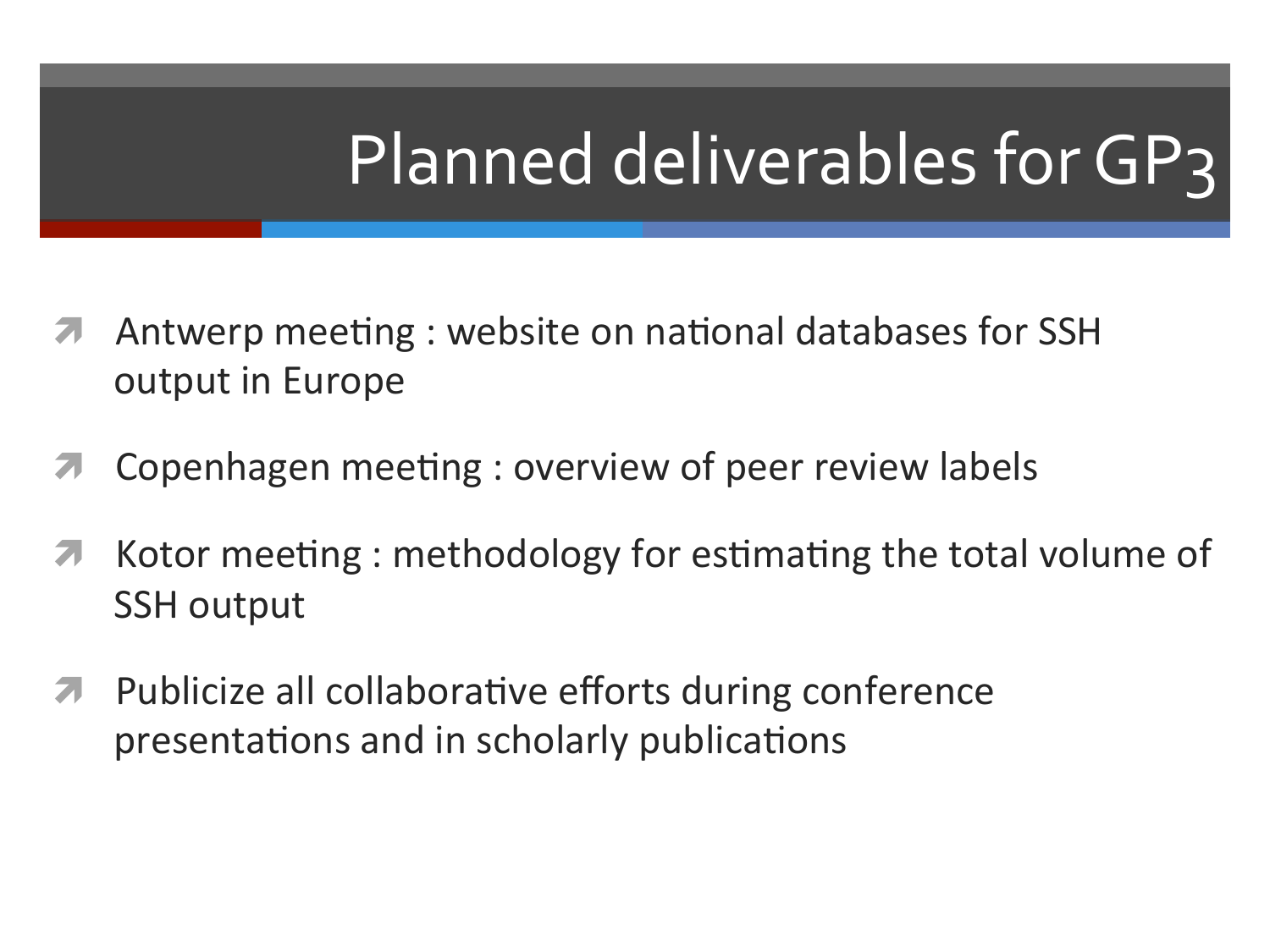# Planned deliverables for GP3

- Antwerp meeting : website on national databases for SSH output in Europe
- Copenhagen meeting : overview of peer review labels
- Kotor meeting : methodology for estimating the total volume of SSH output
- Publicize all collaborative efforts during conference presentations and in scholarly publications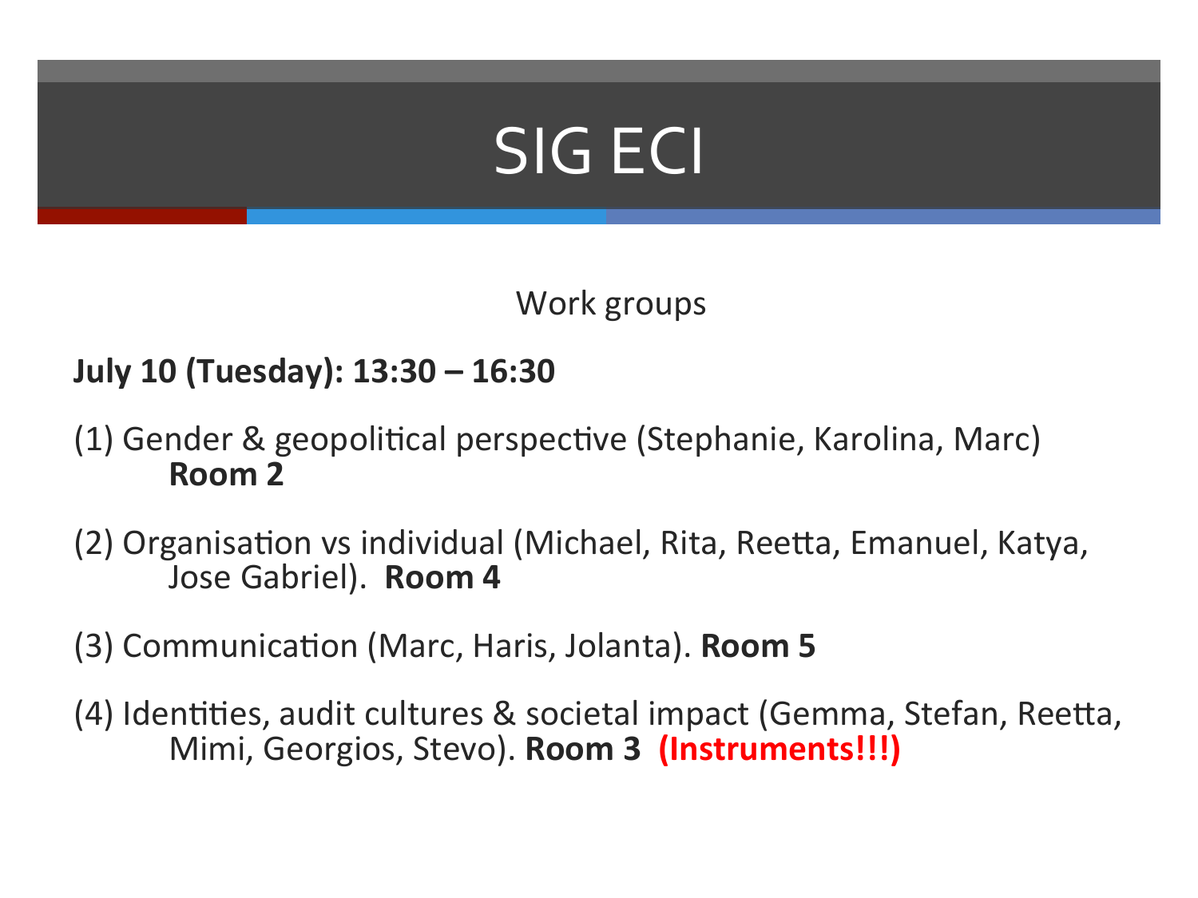# SIG ECI

Work groups

**July 10 (Tuesday): 13:30 – 16:30**

(1) Gender & geopolitical perspective (Stephanie, Karolina, Marc) **Room 2**

(2) Organisation vs individual (Michael, Rita, Reetta, Emanuel, Katya, Jose Gabriel). **Room 4**

(3) Communication (Marc, Haris, Jolanta). **Room 5**

(4) Identities, audit cultures & societal impact (Gemma, Stefan, Reetta, Mimi, Georgios, Stevo). **Room 3** **(Instruments!!!)**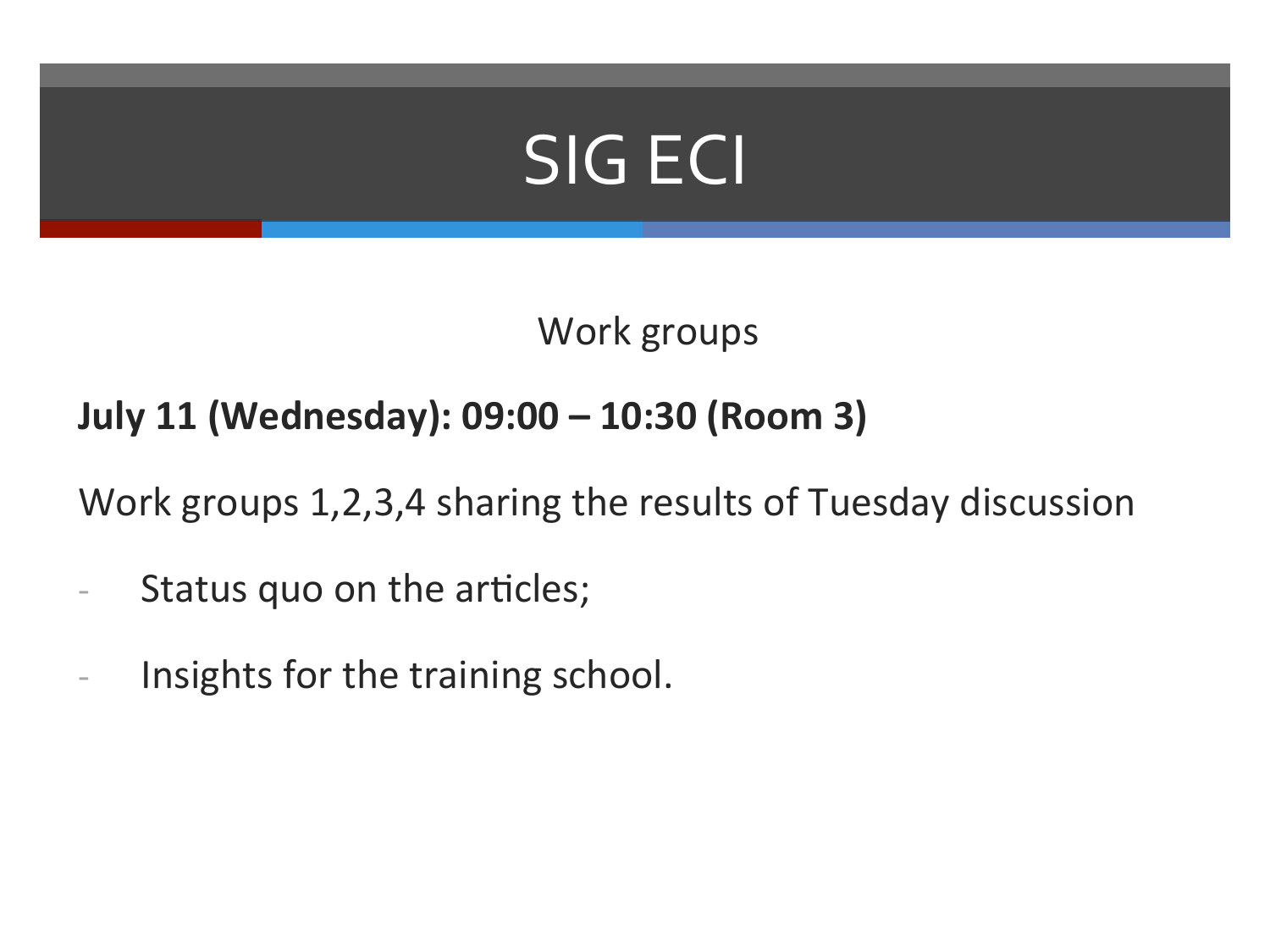# SIG ECI

Work groups

**July 11 (Wednesday): 09:00 – 10:30 (Room 3)**

Work groups 1,2,3,4 sharing the results of Tuesday discussion

- Status quo on the articles;
- Insights for the training school.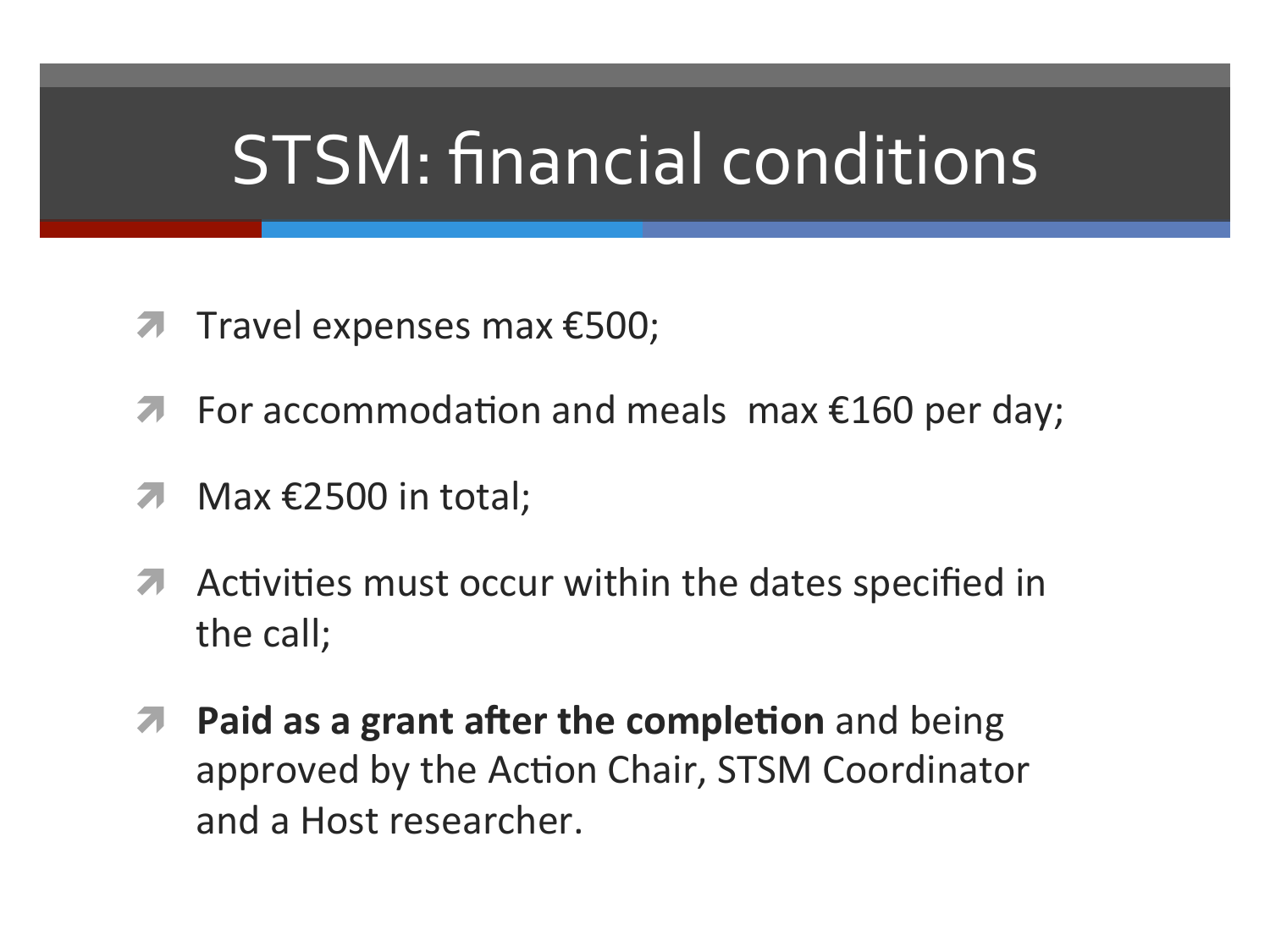# STSM: financial conditions

- Travel expenses max €500;
- For accommodation and meals  max €160 per day;
- Max €2500 in total;
- Activities must occur within the dates specified in the call;
- **Paid as a grant after the completion** and being approved by the Action Chair, STSM Coordinator and a Host researcher.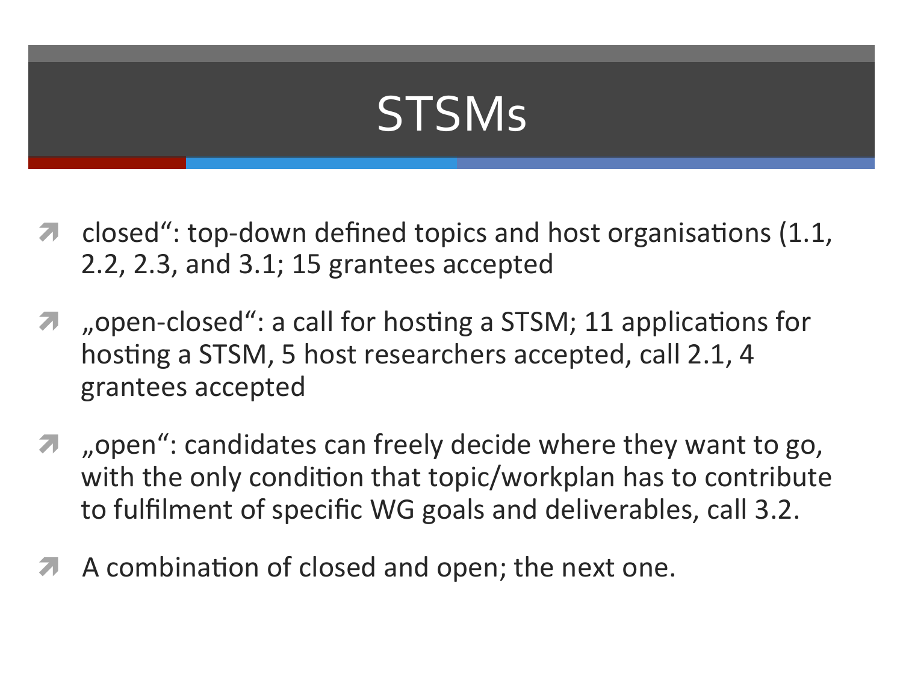# STSMs

- closed“: top-down defined topics and host organisations (1.1, 2.2, 2.3, and 3.1; 15 grantees accepted
- „open-closed“: a call for hosting a STSM; 11 applications for hosting a STSM, 5 host researchers accepted, call 2.1, 4 grantees accepted
- „open“: candidates can freely decide where they want to go, with the only condition that topic/workplan has to contribute to fulfilment of specific WG goals and deliverables, call 3.2.
- A combination of closed and open; the next one.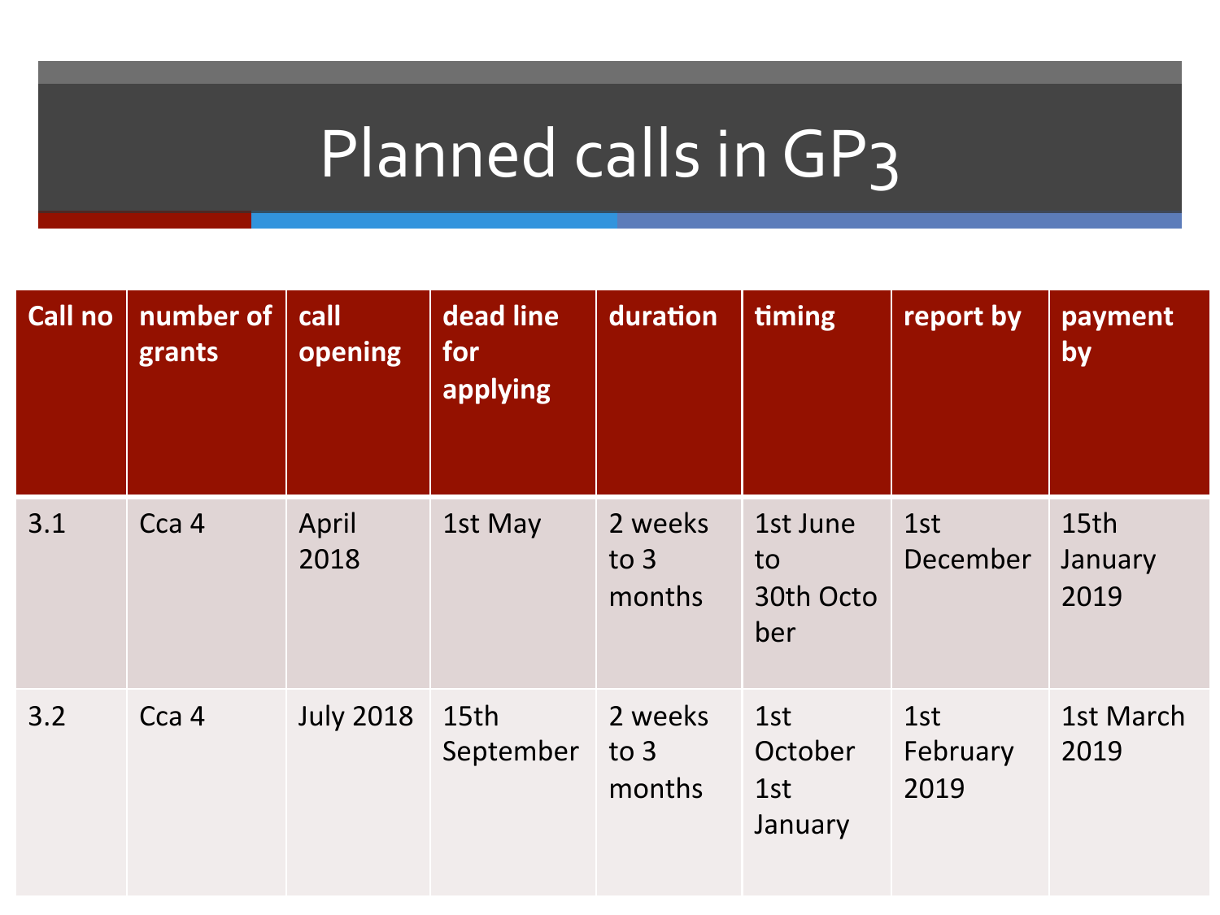# Planned calls in GP3

| Call no | number of grants | call opening | dead line for applying | duration | timing | report by | payment by |
|---|---|---|---|---|---|---|---|
| 3.1 | Cca 4 | April 2018 | 1st May | 2 weeks to 3 months | 1st June to 30th October | 1st December | 15th January 2019 |
| 3.2 | Cca 4 | July 2018 | 15th September | 2 weeks to 3 months | 1st October 1st January | 1st February 2019 | 1st March 2019 |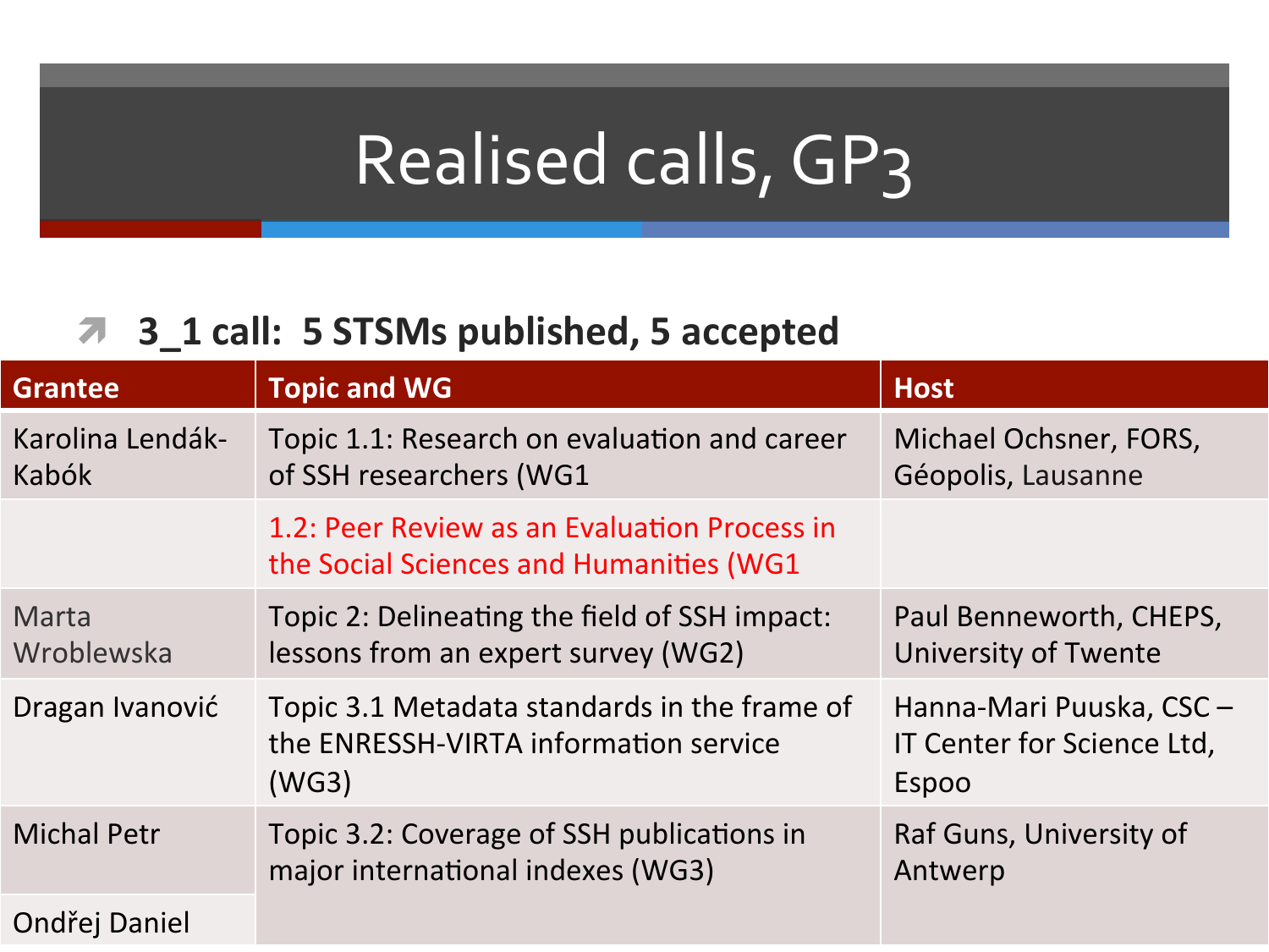# Realised calls, GP3

- **3_1 call: 5 STSMs published, 5 accepted**

| Grantee | Topic and WG | Host |
|---|---|---|
| Karolina Lendák-Kabók | Topic 1.1: Research on evaluation and career of SSH researchers (WG1 | Michael Ochsner, FORS, Géopolis, Lausanne |
| | 1.2: Peer Review as an Evaluation Process in the Social Sciences and Humanities (WG1 | |
| Marta Wroblewska | Topic 2: Delineating the field of SSH impact: lessons from an expert survey (WG2) | Paul Benneworth, CHEPS, University of Twente |
| Dragan Ivanović | Topic 3.1 Metadata standards in the frame of the ENRESSH-VIRTA information service (WG3) | Hanna-Mari Puuska, CSC – IT Center for Science Ltd, Espoo |
| Michal Petr | Topic 3.2: Coverage of SSH publications in major international indexes (WG3) | Raf Guns, University of Antwerp |
| Ondřej Daniel | | |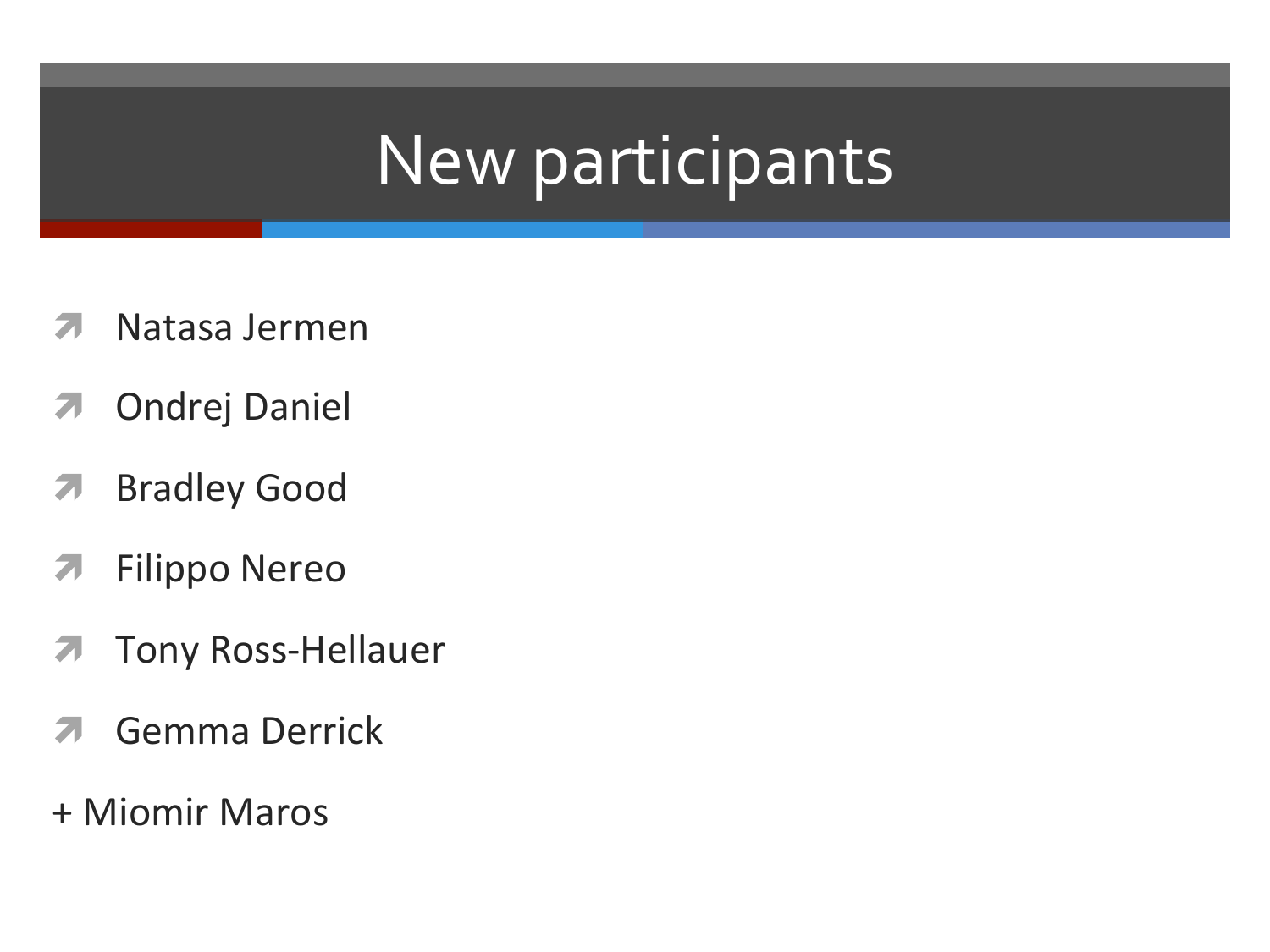# New participants

- Natasa Jermen
- Ondrej Daniel
- Bradley Good
- Filippo Nereo
- Tony Ross-Hellauer
- Gemma Derrick

+ Miomir Maros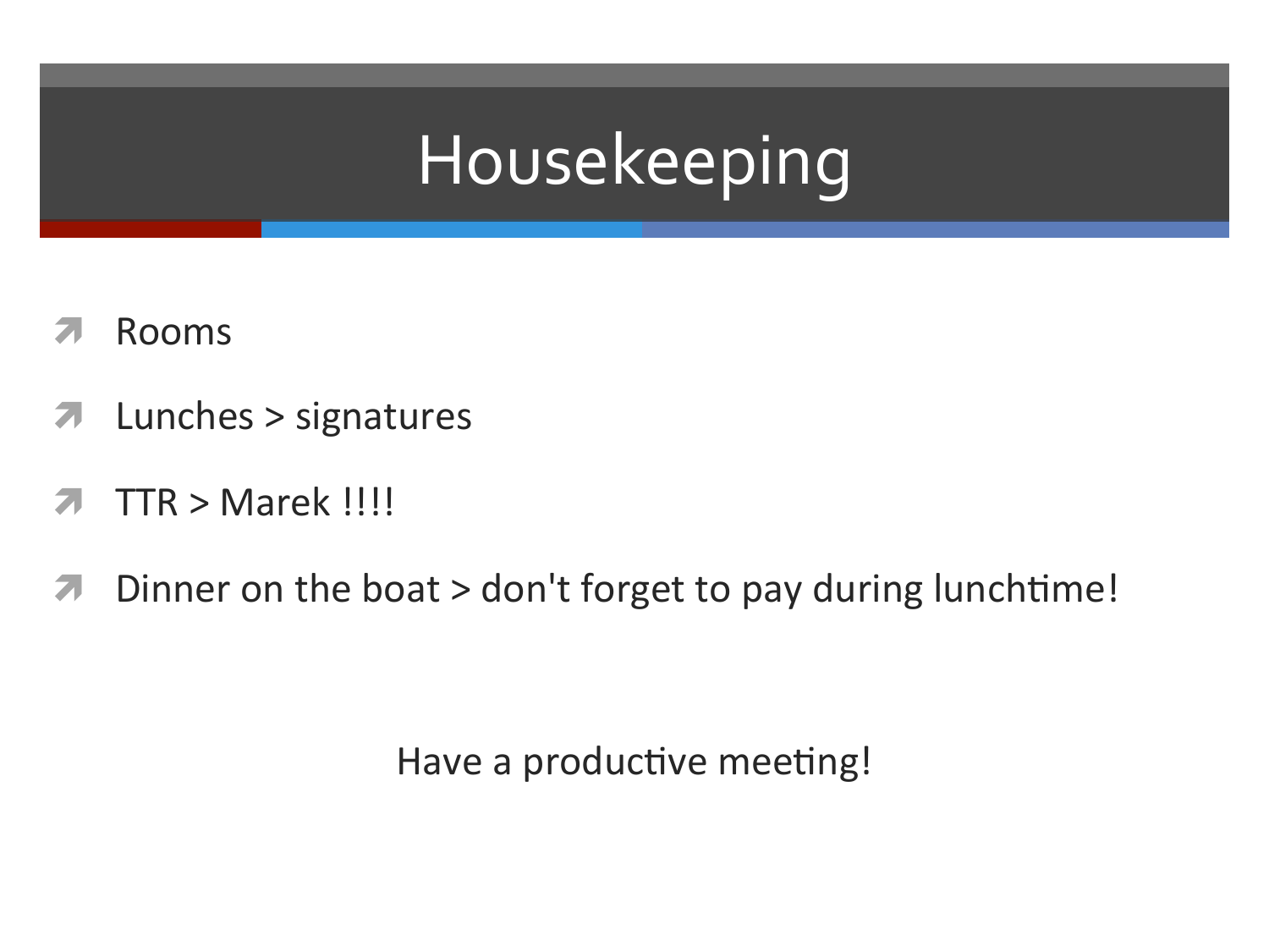# Housekeeping

- Rooms
- Lunches > signatures
- TTR > Marek !!!!
- Dinner on the boat > don't forget to pay during lunchtime!

Have a productive meeting!